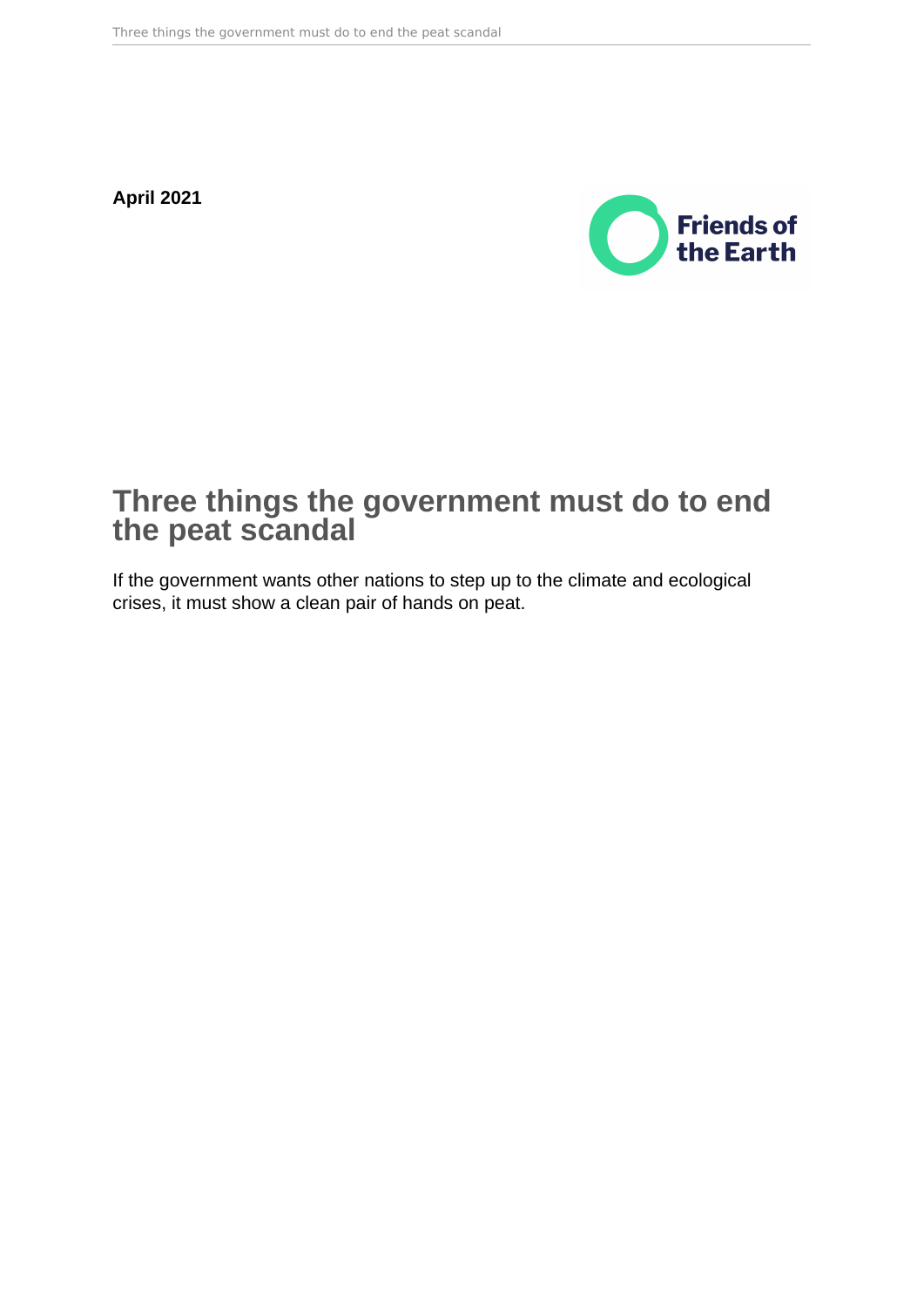**April 2021**

# Three things the government must do to end the peat scandal

If the government wants other nations to step up to the climate and ecological crises, it must show a clean pair of hands on peat.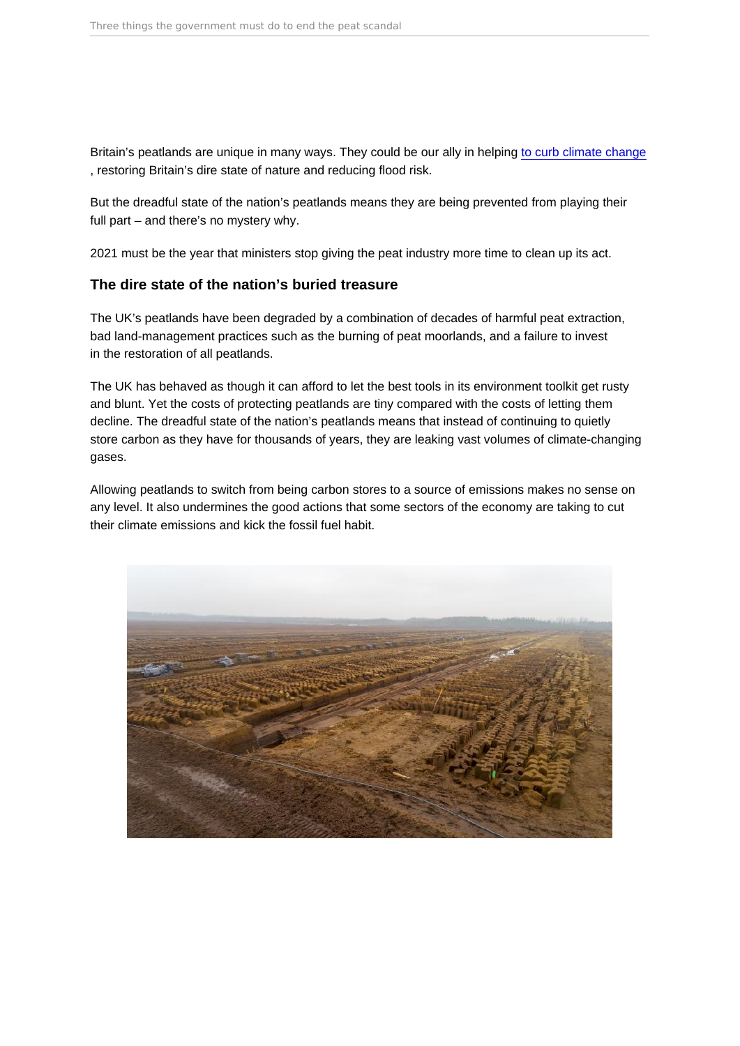Britain's peatlands are unique in many ways. They could be our ally in helping to curb climate change, restoring Britain's dire state of nature and reducing flood risk.

But the dreadful state of the nation's peatlands means they are being prevented from playing their full part – and there's no mystery why.

2021 must be the year that ministers stop giving the peat industry more time to clean up its act.

### The dire state of the nation's buried treasure

The UK's peatlands have been degraded by a combination of decades of harmful peat extraction, bad land-management practices such as the burning of peat moorlands, and a failure to invest in the restoration of all peatlands.

The UK has behaved as though it can afford to let the best tools in its environment toolkit get rusty and blunt. Yet the costs of protecting peatlands are tiny compared with the costs of letting them decline. The dreadful state of the nation's peatlands means that instead of continuing to quietly store carbon as they have for thousands of years, they are leaking vast volumes of climate-changing gases.

Allowing peatlands to switch from being carbon stores to a source of emissions makes no sense on any level. It also undermines the good actions that some sectors of the economy are taking to cut their climate emissions and kick the fossil fuel habit.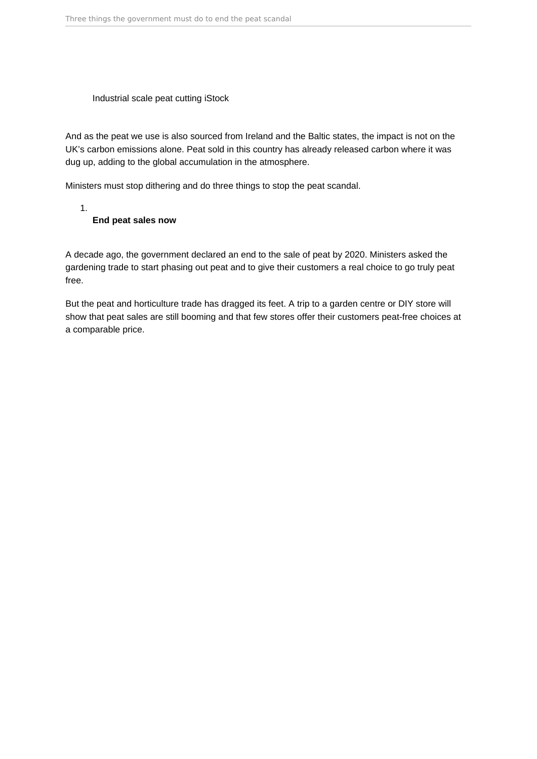Industrial scale peat cutting iStock

And as the peat we use is also sourced from Ireland and the Baltic states, the impact is not on the UK's carbon emissions alone. Peat sold in this country has already released carbon where it was dug up, adding to the global accumulation in the atmosphere.

Ministers must stop dithering and do three things to stop the peat scandal.

1. **End peat sales now**

A decade ago, the government declared an end to the sale of peat by 2020. Ministers asked the gardening trade to start phasing out peat and to give their customers a real choice to go truly peat free.

But the peat and horticulture trade has dragged its feet. A trip to a garden centre or DIY store will show that peat sales are still booming and that few stores offer their customers peat-free choices at a comparable price.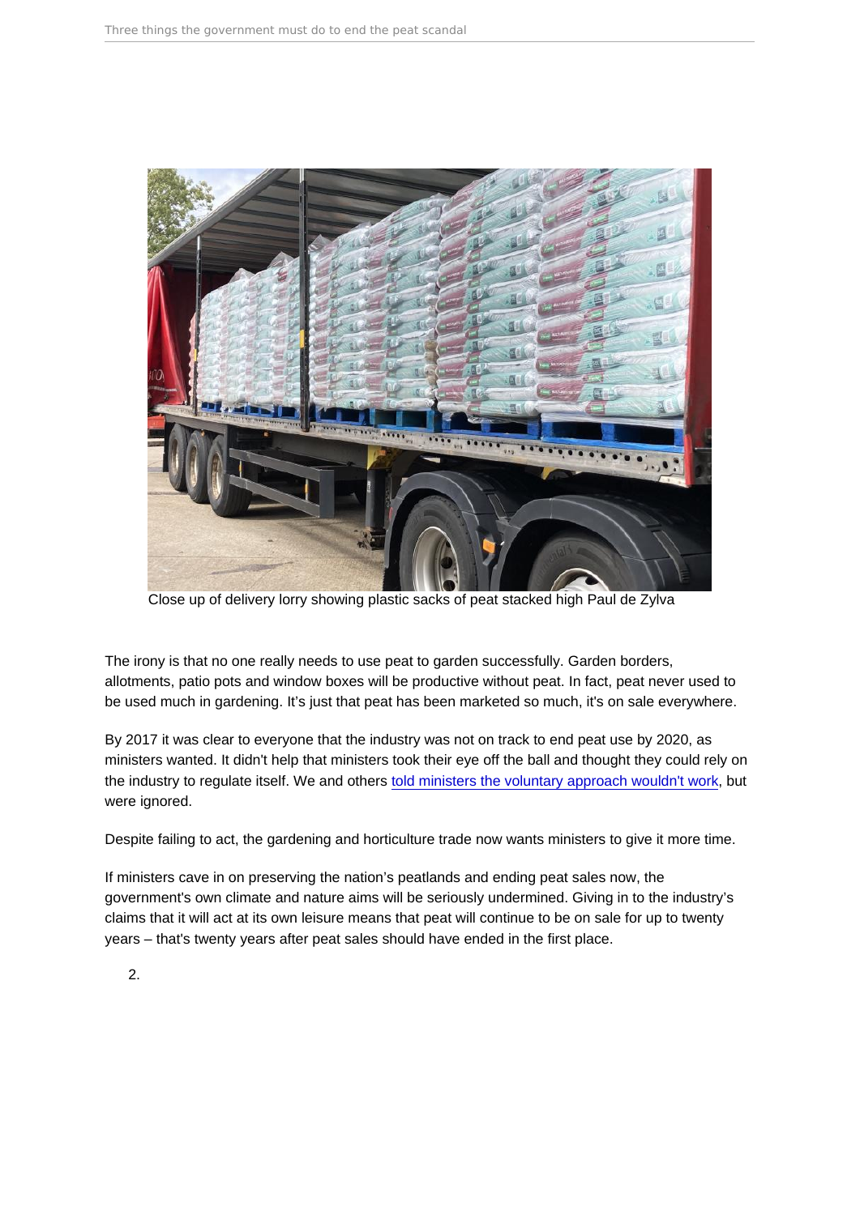Close up of delivery lorry showing plastic sacks of peat stacked high Paul de Zylva

The irony is that no one really needs to use peat to garden successfully. Garden borders, allotments, patio pots and window boxes will be productive without peat. In fact, peat never used to be used much in gardening. It's just that peat has been marketed so much, it's on sale everywhere.

By 2017 it was clear to everyone that the industry was not on track to end peat use by 2020, as ministers wanted. It didn't help that ministers took their eye off the ball and thought they could rely on the industry to regulate itself. We and others told ministers the voluntary approach wouldn't work, but were ignored.

Despite failing to act, the gardening and horticulture trade now wants ministers to give it more time.

If ministers cave in on preserving the nation's peatlands and ending peat sales now, the government's own climate and nature aims will be seriously undermined. Giving in to the industry's claims that it will act at its own leisure means that peat will continue to be on sale for up to twenty years – that's twenty years after peat sales should have ended in the first place.

2.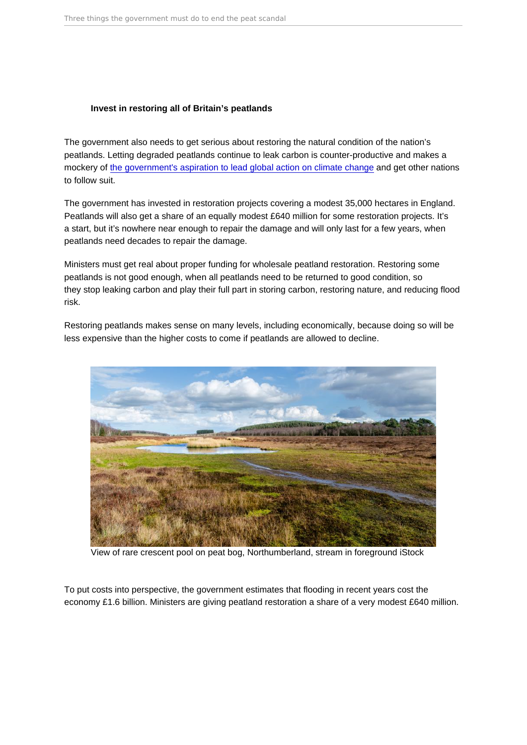### Invest in restoring all of Britain's peatlands

The government also needs to get serious about restoring the natural condition of the nation's peatlands. Letting degraded peatlands continue to leak carbon is counter-productive and makes a mockery of the government's aspiration to lead global action on climate change and get other nations to follow suit.

The government has invested in restoration projects covering a modest 35,000 hectares in England. Peatlands will also get a share of an equally modest £640 million for some restoration projects. It's a start, but it's nowhere near enough to repair the damage and will only last for a few years, when peatlands need decades to repair the damage.

Ministers must get real about proper funding for wholesale peatland restoration. Restoring some peatlands is not good enough, when all peatlands need to be returned to good condition, so they stop leaking carbon and play their full part in storing carbon, restoring nature, and reducing flood risk.

Restoring peatlands makes sense on many levels, including economically, because doing so will be less expensive than the higher costs to come if peatlands are allowed to decline.

View of rare crescent pool on peat bog, Northumberland, stream in foreground iStock

To put costs into perspective, the government estimates that flooding in recent years cost the economy £1.6 billion. Ministers are giving peatland restoration a share of a very modest £640 million.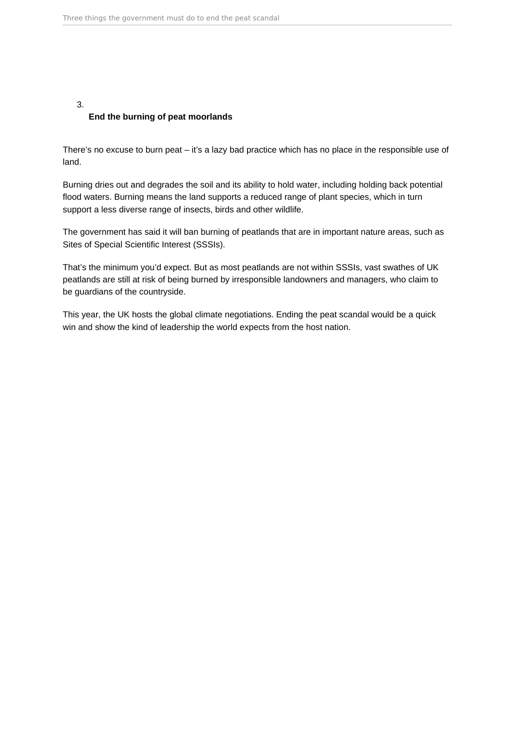3. **End the burning of peat moorlands**

There's no excuse to burn peat – it's a lazy bad practice which has no place in the responsible use of land.

Burning dries out and degrades the soil and its ability to hold water, including holding back potential flood waters. Burning means the land supports a reduced range of plant species, which in turn support a less diverse range of insects, birds and other wildlife.

The government has said it will ban burning of peatlands that are in important nature areas, such as Sites of Special Scientific Interest (SSSIs).

That's the minimum you'd expect. But as most peatlands are not within SSSIs, vast swathes of UK peatlands are still at risk of being burned by irresponsible landowners and managers, who claim to be guardians of the countryside.

This year, the UK hosts the global climate negotiations. Ending the peat scandal would be a quick win and show the kind of leadership the world expects from the host nation.